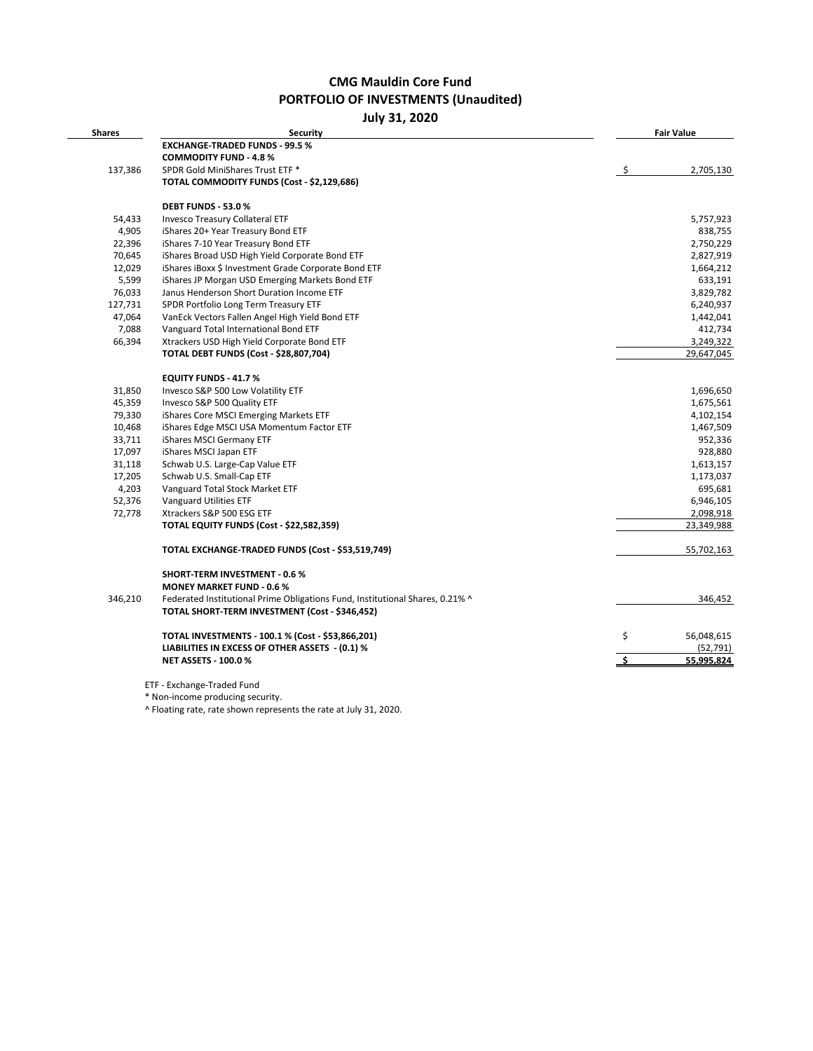# CMG Mauldin Core Fund

## PORTFOLIO OF INVESTMENTS (Unaudited)

### July 31, 2020

| Shares | Security | | Fair Value |
|---|---|---|---|
| | **EXCHANGE-TRADED FUNDS - 99.5 %** | | |
| | **COMMODITY FUND - 4.8 %** | | |
| 137,386 | SPDR Gold MiniShares Trust ETF * | $ | 2,705,130 |
| | **TOTAL COMMODITY FUNDS (Cost - $2,129,686)** | | |
| | | | |
| | **DEBT FUNDS - 53.0 %** | | |
| 54,433 | Invesco Treasury Collateral ETF | | 5,757,923 |
| 4,905 | iShares 20+ Year Treasury Bond ETF | | 838,755 |
| 22,396 | iShares 7-10 Year Treasury Bond ETF | | 2,750,229 |
| 70,645 | iShares Broad USD High Yield Corporate Bond ETF | | 2,827,919 |
| 12,029 | iShares iBoxx $ Investment Grade Corporate Bond ETF | | 1,664,212 |
| 5,599 | iShares JP Morgan USD Emerging Markets Bond ETF | | 633,191 |
| 76,033 | Janus Henderson Short Duration Income ETF | | 3,829,782 |
| 127,731 | SPDR Portfolio Long Term Treasury ETF | | 6,240,937 |
| 47,064 | VanEck Vectors Fallen Angel High Yield Bond ETF | | 1,442,041 |
| 7,088 | Vanguard Total International Bond ETF | | 412,734 |
| 66,394 | Xtrackers USD High Yield Corporate Bond ETF | | 3,249,322 |
| | **TOTAL DEBT FUNDS (Cost - $28,807,704)** | | 29,647,045 |
| | | | |
| | **EQUITY FUNDS - 41.7 %** | | |
| 31,850 | Invesco S&P 500 Low Volatility ETF | | 1,696,650 |
| 45,359 | Invesco S&P 500 Quality ETF | | 1,675,561 |
| 79,330 | iShares Core MSCI Emerging Markets ETF | | 4,102,154 |
| 10,468 | iShares Edge MSCI USA Momentum Factor ETF | | 1,467,509 |
| 33,711 | iShares MSCI Germany ETF | | 952,336 |
| 17,097 | iShares MSCI Japan ETF | | 928,880 |
| 31,118 | Schwab U.S. Large-Cap Value ETF | | 1,613,157 |
| 17,205 | Schwab U.S. Small-Cap ETF | | 1,173,037 |
| 4,203 | Vanguard Total Stock Market ETF | | 695,681 |
| 52,376 | Vanguard Utilities ETF | | 6,946,105 |
| 72,778 | Xtrackers S&P 500 ESG ETF | | 2,098,918 |
| | **TOTAL EQUITY FUNDS (Cost - $22,582,359)** | | 23,349,988 |
| | | | |
| | **TOTAL EXCHANGE-TRADED FUNDS (Cost - $53,519,749)** | | 55,702,163 |
| | | | |
| | **SHORT-TERM INVESTMENT - 0.6 %** | | |
| | **MONEY MARKET FUND - 0.6 %** | | |
| 346,210 | Federated Institutional Prime Obligations Fund, Institutional Shares, 0.21% ^ | | 346,452 |
| | **TOTAL SHORT-TERM INVESTMENT (Cost - $346,452)** | | |
| | | | |
| | **TOTAL INVESTMENTS - 100.1 % (Cost - $53,866,201)** | $ | 56,048,615 |
| | **LIABILITIES IN EXCESS OF OTHER ASSETS - (0.1) %** | | (52,791) |
| | **NET ASSETS - 100.0 %** | $ | 55,995,824 |

ETF - Exchange-Traded Fund

* Non-income producing security.

^ Floating rate, rate shown represents the rate at July 31, 2020.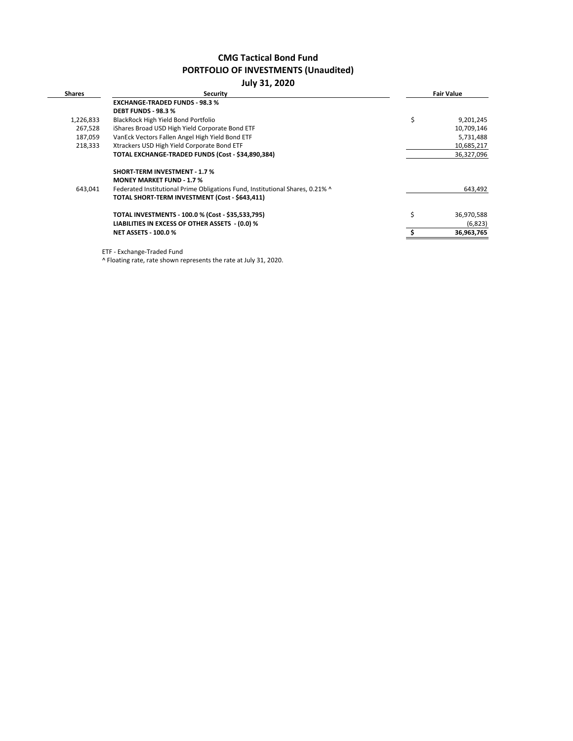# CMG Tactical Bond Fund
## PORTFOLIO OF INVESTMENTS (Unaudited)
### July 31, 2020

| Shares | Security | | Fair Value |
|---|---|---|---|
| | **EXCHANGE-TRADED FUNDS - 98.3 %** | | |
| | **DEBT FUNDS - 98.3 %** | | |
| 1,226,833 | BlackRock High Yield Bond Portfolio | $ | 9,201,245 |
| 267,528 | iShares Broad USD High Yield Corporate Bond ETF | | 10,709,146 |
| 187,059 | VanEck Vectors Fallen Angel High Yield Bond ETF | | 5,731,488 |
| 218,333 | Xtrackers USD High Yield Corporate Bond ETF | | 10,685,217 |
| | **TOTAL EXCHANGE-TRADED FUNDS (Cost - $34,890,384)** | | 36,327,096 |
| | | | |
| | **SHORT-TERM INVESTMENT - 1.7 %** | | |
| | **MONEY MARKET FUND - 1.7 %** | | |
| 643,041 | Federated Institutional Prime Obligations Fund, Institutional Shares, 0.21% ^ | | 643,492 |
| | **TOTAL SHORT-TERM INVESTMENT (Cost - $643,411)** | | |
| | | | |
| | **TOTAL INVESTMENTS - 100.0 % (Cost - $35,533,795)** | $ | 36,970,588 |
| | **LIABILITIES IN EXCESS OF OTHER ASSETS - (0.0) %** | | (6,823) |
| | **NET ASSETS - 100.0 %** | **$** | **36,963,765** |

ETF - Exchange-Traded Fund

^ Floating rate, rate shown represents the rate at July 31, 2020.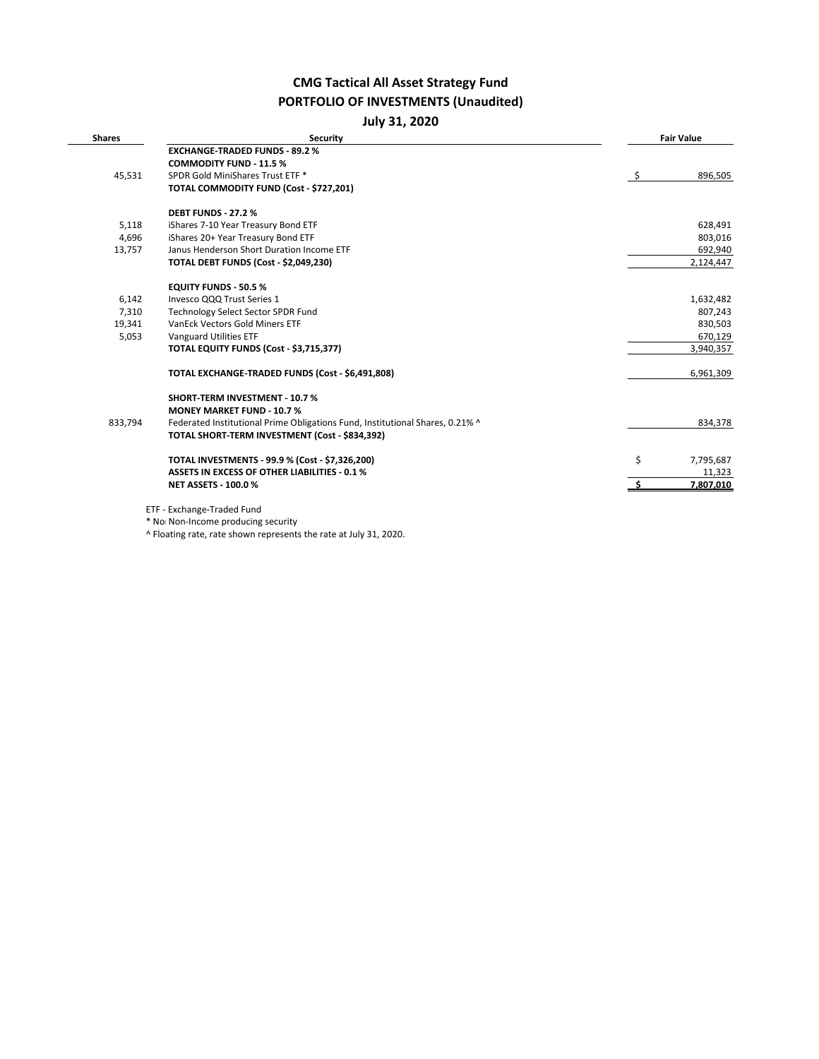# CMG Tactical All Asset Strategy Fund
## PORTFOLIO OF INVESTMENTS (Unaudited)
### July 31, 2020

| Shares | Security | Fair Value |
|---|---|---|
| | **EXCHANGE-TRADED FUNDS - 89.2 %** | |
| | **COMMODITY FUND - 11.5 %** | |
| 45,531 | SPDR Gold MiniShares Trust ETF * | $ 896,505 |
| | **TOTAL COMMODITY FUND (Cost - $727,201)** | |
| | | |
| | **DEBT FUNDS - 27.2 %** | |
| 5,118 | iShares 7-10 Year Treasury Bond ETF | 628,491 |
| 4,696 | iShares 20+ Year Treasury Bond ETF | 803,016 |
| 13,757 | Janus Henderson Short Duration Income ETF | 692,940 |
| | **TOTAL DEBT FUNDS (Cost - $2,049,230)** | 2,124,447 |
| | | |
| | **EQUITY FUNDS - 50.5 %** | |
| 6,142 | Invesco QQQ Trust Series 1 | 1,632,482 |
| 7,310 | Technology Select Sector SPDR Fund | 807,243 |
| 19,341 | VanEck Vectors Gold Miners ETF | 830,503 |
| 5,053 | Vanguard Utilities ETF | 670,129 |
| | **TOTAL EQUITY FUNDS (Cost - $3,715,377)** | 3,940,357 |
| | | |
| | **TOTAL EXCHANGE-TRADED FUNDS (Cost - $6,491,808)** | 6,961,309 |
| | | |
| | **SHORT-TERM INVESTMENT - 10.7 %** | |
| | **MONEY MARKET FUND - 10.7 %** | |
| 833,794 | Federated Institutional Prime Obligations Fund, Institutional Shares, 0.21% ^ | 834,378 |
| | **TOTAL SHORT-TERM INVESTMENT (Cost - $834,392)** | |
| | | |
| | **TOTAL INVESTMENTS - 99.9 % (Cost - $7,326,200)** | $ 7,795,687 |
| | **ASSETS IN EXCESS OF OTHER LIABILITIES - 0.1 %** | 11,323 |
| | **NET ASSETS - 100.0 %** | $ 7,807,010 |

ETF - Exchange-Traded Fund

* No Non-Income producing security

^ Floating rate, rate shown represents the rate at July 31, 2020.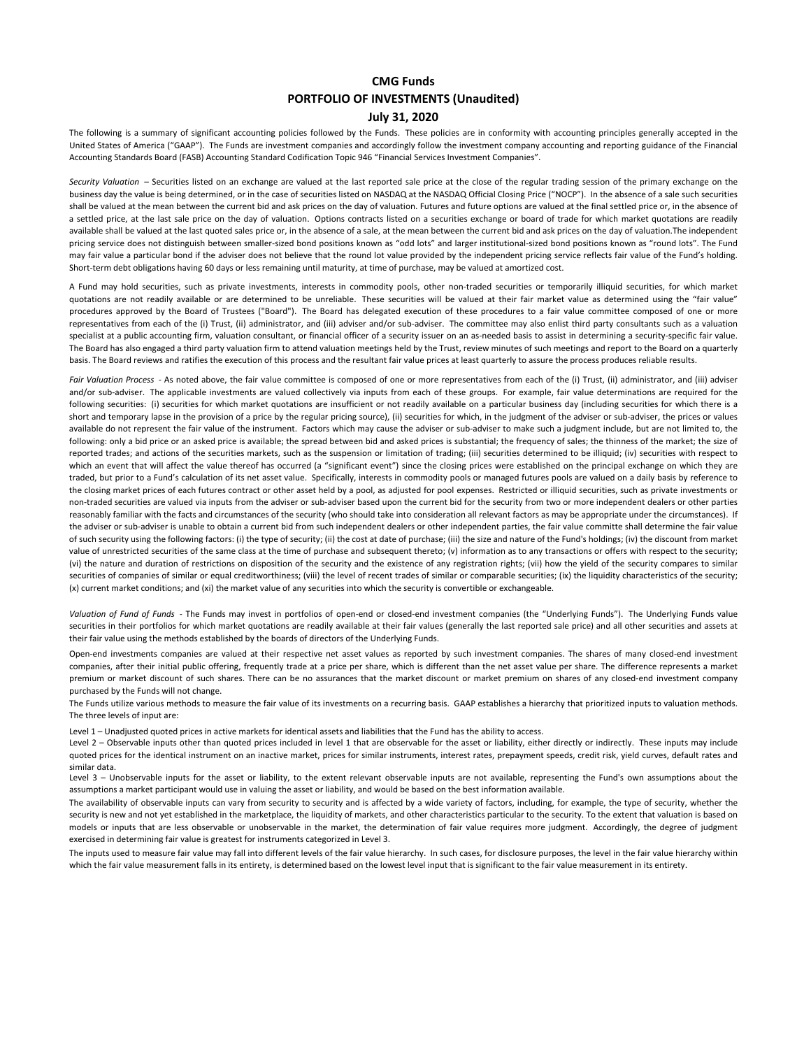# CMG Funds

## PORTFOLIO OF INVESTMENTS (Unaudited)

### July 31, 2020

The following is a summary of significant accounting policies followed by the Funds. These policies are in conformity with accounting principles generally accepted in the United States of America ("GAAP"). The Funds are investment companies and accordingly follow the investment company accounting and reporting guidance of the Financial Accounting Standards Board (FASB) Accounting Standard Codification Topic 946 "Financial Services Investment Companies".

*Security Valuation* – Securities listed on an exchange are valued at the last reported sale price at the close of the regular trading session of the primary exchange on the business day the value is being determined, or in the case of securities listed on NASDAQ at the NASDAQ Official Closing Price ("NOCP"). In the absence of a sale such securities shall be valued at the mean between the current bid and ask prices on the day of valuation. Futures and future options are valued at the final settled price or, in the absence of a settled price, at the last sale price on the day of valuation. Options contracts listed on a securities exchange or board of trade for which market quotations are readily available shall be valued at the last quoted sales price or, in the absence of a sale, at the mean between the current bid and ask prices on the day of valuation.The independent pricing service does not distinguish between smaller-sized bond positions known as "odd lots" and larger institutional-sized bond positions known as "round lots". The Fund may fair value a particular bond if the adviser does not believe that the round lot value provided by the independent pricing service reflects fair value of the Fund's holding. Short-term debt obligations having 60 days or less remaining until maturity, at time of purchase, may be valued at amortized cost.

A Fund may hold securities, such as private investments, interests in commodity pools, other non-traded securities or temporarily illiquid securities, for which market quotations are not readily available or are determined to be unreliable. These securities will be valued at their fair market value as determined using the "fair value" procedures approved by the Board of Trustees ("Board"). The Board has delegated execution of these procedures to a fair value committee composed of one or more representatives from each of the (i) Trust, (ii) administrator, and (iii) adviser and/or sub-adviser. The committee may also enlist third party consultants such as a valuation specialist at a public accounting firm, valuation consultant, or financial officer of a security issuer on an as-needed basis to assist in determining a security-specific fair value. The Board has also engaged a third party valuation firm to attend valuation meetings held by the Trust, review minutes of such meetings and report to the Board on a quarterly basis. The Board reviews and ratifies the execution of this process and the resultant fair value prices at least quarterly to assure the process produces reliable results.

*Fair Valuation Process* - As noted above, the fair value committee is composed of one or more representatives from each of the (i) Trust, (ii) administrator, and (iii) adviser and/or sub-adviser. The applicable investments are valued collectively via inputs from each of these groups. For example, fair value determinations are required for the following securities: (i) securities for which market quotations are insufficient or not readily available on a particular business day (including securities for which there is a short and temporary lapse in the provision of a price by the regular pricing source), (ii) securities for which, in the judgment of the adviser or sub-adviser, the prices or values available do not represent the fair value of the instrument. Factors which may cause the adviser or sub-adviser to make such a judgment include, but are not limited to, the following: only a bid price or an asked price is available; the spread between bid and asked prices is substantial; the frequency of sales; the thinness of the market; the size of reported trades; and actions of the securities markets, such as the suspension or limitation of trading; (iii) securities determined to be illiquid; (iv) securities with respect to which an event that will affect the value thereof has occurred (a "significant event") since the closing prices were established on the principal exchange on which they are traded, but prior to a Fund's calculation of its net asset value. Specifically, interests in commodity pools or managed futures pools are valued on a daily basis by reference to the closing market prices of each futures contract or other asset held by a pool, as adjusted for pool expenses. Restricted or illiquid securities, such as private investments or non-traded securities are valued via inputs from the adviser or sub-adviser based upon the current bid for the security from two or more independent dealers or other parties reasonably familiar with the facts and circumstances of the security (who should take into consideration all relevant factors as may be appropriate under the circumstances). If the adviser or sub-adviser is unable to obtain a current bid from such independent dealers or other independent parties, the fair value committe shall determine the fair value of such security using the following factors: (i) the type of security; (ii) the cost at date of purchase; (iii) the size and nature of the Fund's holdings; (iv) the discount from market value of unrestricted securities of the same class at the time of purchase and subsequent thereto; (v) information as to any transactions or offers with respect to the security; (vi) the nature and duration of restrictions on disposition of the security and the existence of any registration rights; (vii) how the yield of the security compares to similar securities of companies of similar or equal creditworthiness; (viii) the level of recent trades of similar or comparable securities; (ix) the liquidity characteristics of the security; (x) current market conditions; and (xi) the market value of any securities into which the security is convertible or exchangeable.

*Valuation of Fund of Funds* - The Funds may invest in portfolios of open-end or closed-end investment companies (the "Underlying Funds"). The Underlying Funds value securities in their portfolios for which market quotations are readily available at their fair values (generally the last reported sale price) and all other securities and assets at their fair value using the methods established by the boards of directors of the Underlying Funds.

Open-end investments companies are valued at their respective net asset values as reported by such investment companies. The shares of many closed-end investment companies, after their initial public offering, frequently trade at a price per share, which is different than the net asset value per share. The difference represents a market premium or market discount of such shares. There can be no assurances that the market discount or market premium on shares of any closed-end investment company purchased by the Funds will not change.

The Funds utilize various methods to measure the fair value of its investments on a recurring basis. GAAP establishes a hierarchy that prioritized inputs to valuation methods. The three levels of input are:

Level 1 – Unadjusted quoted prices in active markets for identical assets and liabilities that the Fund has the ability to access.

Level 2 – Observable inputs other than quoted prices included in level 1 that are observable for the asset or liability, either directly or indirectly. These inputs may include quoted prices for the identical instrument on an inactive market, prices for similar instruments, interest rates, prepayment speeds, credit risk, yield curves, default rates and similar data.

Level 3 – Unobservable inputs for the asset or liability, to the extent relevant observable inputs are not available, representing the Fund's own assumptions about the assumptions a market participant would use in valuing the asset or liability, and would be based on the best information available.

The availability of observable inputs can vary from security to security and is affected by a wide variety of factors, including, for example, the type of security, whether the security is new and not yet established in the marketplace, the liquidity of markets, and other characteristics particular to the security. To the extent that valuation is based on models or inputs that are less observable or unobservable in the market, the determination of fair value requires more judgment. Accordingly, the degree of judgment exercised in determining fair value is greatest for instruments categorized in Level 3.

The inputs used to measure fair value may fall into different levels of the fair value hierarchy. In such cases, for disclosure purposes, the level in the fair value hierarchy within which the fair value measurement falls in its entirety, is determined based on the lowest level input that is significant to the fair value measurement in its entirety.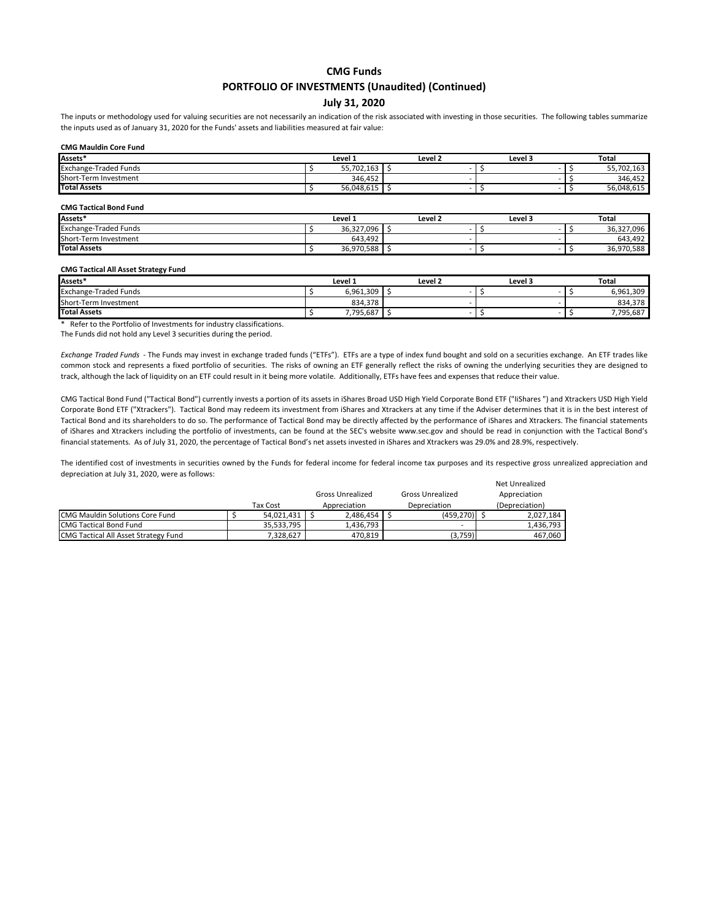# CMG Funds

## PORTFOLIO OF INVESTMENTS (Unaudited) (Continued)

### July 31, 2020

The inputs or methodology used for valuing securities are not necessarily an indication of the risk associated with investing in those securities. The following tables summarize the inputs used as of January 31, 2020 for the Funds' assets and liabilities measured at fair value:

**CMG Mauldin Core Fund**

| Assets* | Level 1 | Level 2 | Level 3 | Total |
|---|---|---|---|---|
| Exchange-Traded Funds | $ 55,702,163 | $ - | $ - | $ 55,702,163 |
| Short-Term Investment | 346,452 | - | - | $ 346,452 |
| **Total Assets** | $ 56,048,615 | $ - | $ - | $ 56,048,615 |

**CMG Tactical Bond Fund**

| Assets* | Level 1 | Level 2 | Level 3 | Total |
|---|---|---|---|---|
| Exchange-Traded Funds | $ 36,327,096 | $ - | $ - | $ 36,327,096 |
| Short-Term Investment | 643,492 | - | - | 643,492 |
| **Total Assets** | $ 36,970,588 | $ - | $ - | $ 36,970,588 |

**CMG Tactical All Asset Strategy Fund**

| Assets* | Level 1 | Level 2 | Level 3 | Total |
|---|---|---|---|---|
| Exchange-Traded Funds | $ 6,961,309 | $ - | $ - | $ 6,961,309 |
| Short-Term Investment | 834,378 | - | - | 834,378 |
| **Total Assets** | $ 7,795,687 | $ - | $ - | $ 7,795,687 |

\* Refer to the Portfolio of Investments for industry classifications.

The Funds did not hold any Level 3 securities during the period.

*Exchange Traded Funds* - The Funds may invest in exchange traded funds ("ETFs"). ETFs are a type of index fund bought and sold on a securities exchange. An ETF trades like common stock and represents a fixed portfolio of securities. The risks of owning an ETF generally reflect the risks of owning the underlying securities they are designed to track, although the lack of liquidity on an ETF could result in it being more volatile. Additionally, ETFs have fees and expenses that reduce their value.

CMG Tactical Bond Fund ("Tactical Bond") currently invests a portion of its assets in iShares Broad USD High Yield Corporate Bond ETF ("iiShares ") and Xtrackers USD High Yield Corporate Bond ETF ("Xtrackers"). Tactical Bond may redeem its investment from iShares and Xtrackers at any time if the Adviser determines that it is in the best interest of Tactical Bond and its shareholders to do so. The performance of Tactical Bond may be directly affected by the performance of iShares and Xtrackers. The financial statements of iShares and Xtrackers including the portfolio of investments, can be found at the SEC's website www.sec.gov and should be read in conjunction with the Tactical Bond's financial statements. As of July 31, 2020, the percentage of Tactical Bond's net assets invested in iShares and Xtrackers was 29.0% and 28.9%, respectively.

The identified cost of investments in securities owned by the Funds for federal income for federal income tax purposes and its respective gross unrealized appreciation and depreciation at July 31, 2020, were as follows:

| | Tax Cost | Gross Unrealized Appreciation | Gross Unrealized Depreciation | Net Unrealized Appreciation (Depreciation) |
|---|---|---|---|---|
| CMG Mauldin Solutions Core Fund | $ 54,021,431 | $ 2,486,454 | $ (459,270) | $ 2,027,184 |
| CMG Tactical Bond Fund | 35,533,795 | 1,436,793 | - | 1,436,793 |
| CMG Tactical All Asset Strategy Fund | 7,328,627 | 470,819 | (3,759) | 467,060 |